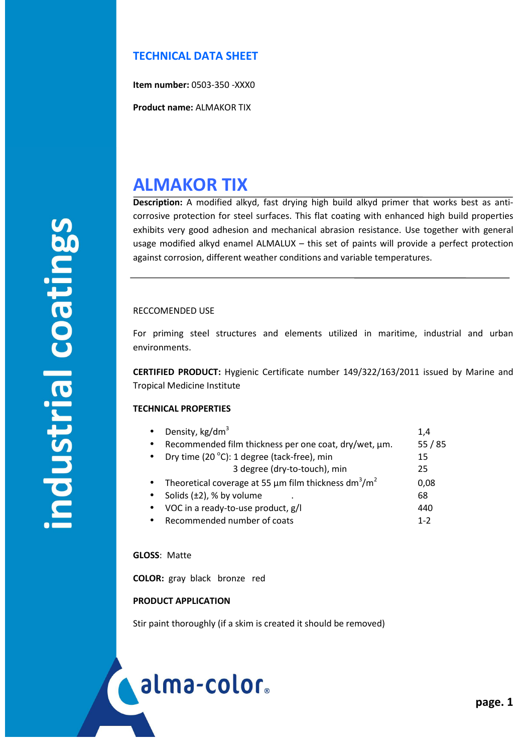## TECHNICAL DATA SHEET

**Item number:** 0503-350 -XXX0

**Product name:** ALMAKOR TIX

# ALMAKOR TIX

**Description:** A modified alkyd, fast drying high build alkyd primer that works best as anti-corrosive protection for steel surfaces. This flat coating with enhanced high build properties exhibits very good adhesion and mechanical abrasion resistance. Use together with general usage modified alkyd enamel ALMALUX – this set of paints will provide a perfect protection against corrosion, different weather conditions and variable temperatures.

---

RECCOMENDED USE

For priming steel structures and elements utilized in maritime, industrial and urban environments.

**CERTIFIED PRODUCT:** Hygienic Certificate number 149/322/163/2011 issued by Marine and Tropical Medicine Institute

**TECHNICAL PROPERTIES**

- Density, kg/dm$^3$ — 1,4
- Recommended film thickness per one coat, dry/wet, µm. — 55 / 85
- Dry time (20 °C): 1 degree (tack-free), min — 15
  3 degree (dry-to-touch), min — 25
- Theoretical coverage at 55 µm film thickness dm$^3$/m$^2$ — 0,08
- Solids (±2), % by volume — 68
- VOC in a ready-to-use product, g/l — 440
- Recommended number of coats — 1-2

**GLOSS**: Matte

**COLOR:** gray black bronze red

**PRODUCT APPLICATION**

Stir paint thoroughly (if a skim is created it should be removed)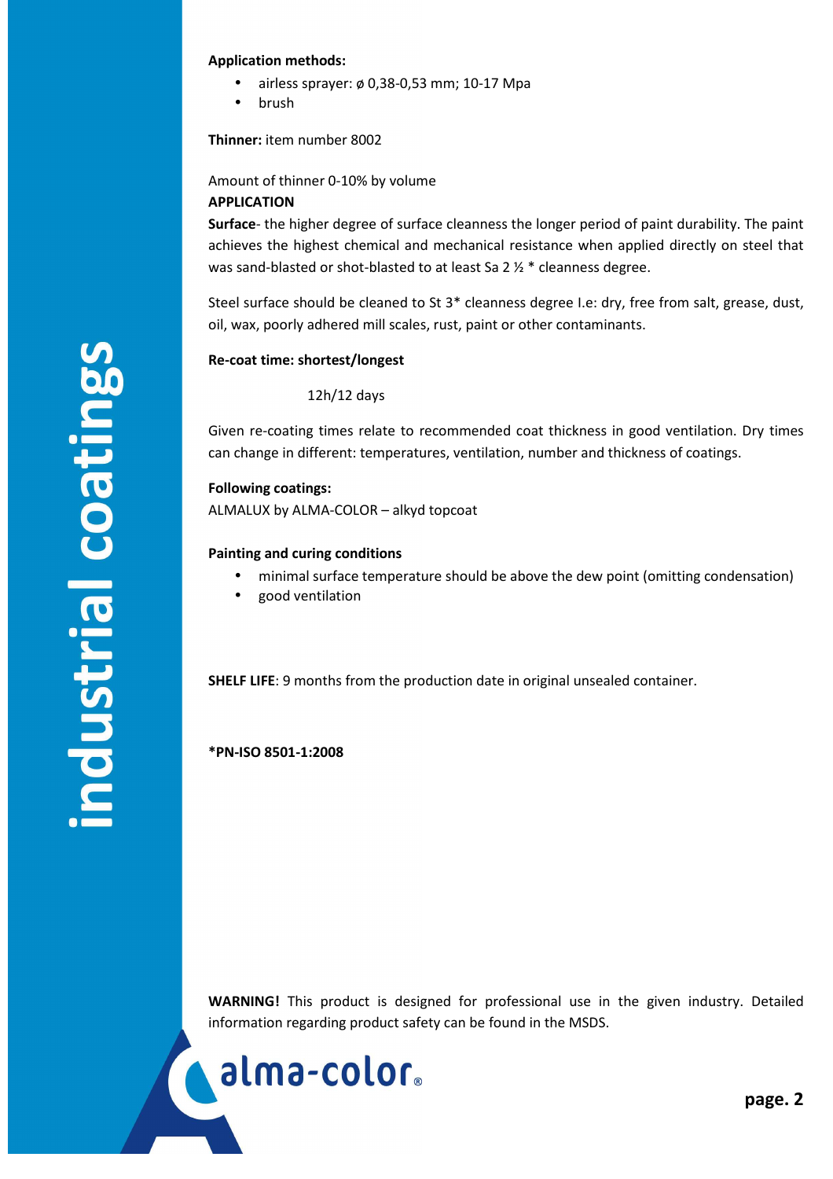**Application methods:**

- airless sprayer: ø 0,38-0,53 mm; 10-17 Mpa
- brush

**Thinner:** item number 8002

Amount of thinner 0-10% by volume

**APPLICATION**

**Surface**- the higher degree of surface cleanness the longer period of paint durability. The paint achieves the highest chemical and mechanical resistance when applied directly on steel that was sand-blasted or shot-blasted to at least Sa 2 ½ * cleanness degree.

Steel surface should be cleaned to St 3* cleanness degree I.e: dry, free from salt, grease, dust, oil, wax, poorly adhered mill scales, rust, paint or other contaminants.

**Re-coat time: shortest/longest**

12h/12 days

Given re-coating times relate to recommended coat thickness in good ventilation. Dry times can change in different: temperatures, ventilation, number and thickness of coatings.

**Following coatings:**

ALMALUX by ALMA-COLOR – alkyd topcoat

**Painting and curing conditions**

- minimal surface temperature should be above the dew point (omitting condensation)
- good ventilation

**SHELF LIFE**: 9 months from the production date in original unsealed container.

**\*PN-ISO 8501-1:2008**

**WARNING!** This product is designed for professional use in the given industry. Detailed information regarding product safety can be found in the MSDS.